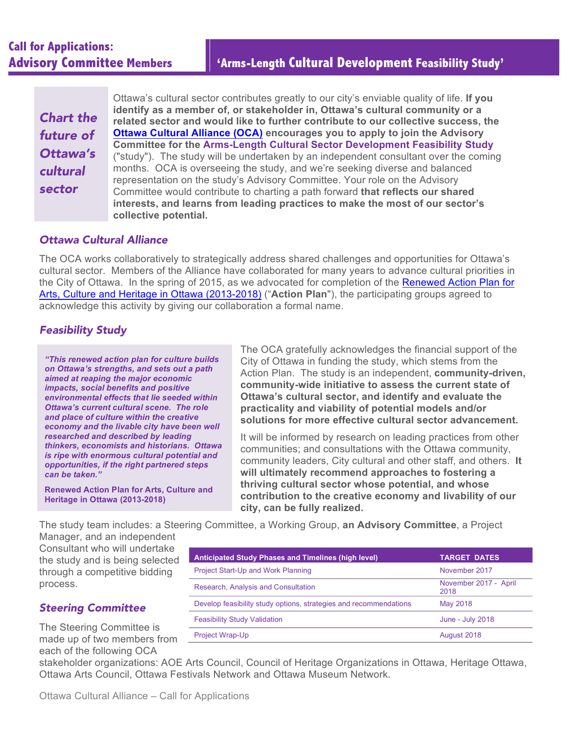# Call for Applications: Advisory Committee Members

## 'Arms-Length Cultural Development Feasibility Study'

*Chart the future of Ottawa's cultural sector*

Ottawa's cultural sector contributes greatly to our city's enviable quality of life. **If you identify as a member of, or stakeholder in, Ottawa's cultural community or a related sector and would like to further contribute to our collective success, the Ottawa Cultural Alliance (OCA) encourages you to apply to join the Advisory Committee for the Arms-Length Cultural Sector Development Feasibility Study** ("study"). The study will be undertaken by an independent consultant over the coming months. OCA is overseeing the study, and we're seeking diverse and balanced representation on the study's Advisory Committee. Your role on the Advisory Committee would contribute to charting a path forward **that reflects our shared interests, and learns from leading practices to make the most of our sector's collective potential.**

### *Ottawa Cultural Alliance*

The OCA works collaboratively to strategically address shared challenges and opportunities for Ottawa's cultural sector. Members of the Alliance have collaborated for many years to advance cultural priorities in the City of Ottawa. In the spring of 2015, as we advocated for completion of the Renewed Action Plan for Arts, Culture and Heritage in Ottawa (2013-2018) ("**Action Plan**"), the participating groups agreed to acknowledge this activity by giving our collaboration a formal name.

### *Feasibility Study*

> ***"This renewed action plan for culture builds on Ottawa's strengths, and sets out a path aimed at reaping the major economic impacts, social benefits and positive environmental effects that lie seeded within Ottawa's current cultural scene. The role and place of culture within the creative economy and the livable city have been well researched and described by leading thinkers, economists and historians. Ottawa is ripe with enormous cultural potential and opportunities, if the right partnered steps can be taken."***
>
> **Renewed Action Plan for Arts, Culture and Heritage in Ottawa (2013-2018)**

The OCA gratefully acknowledges the financial support of the City of Ottawa in funding the study, which stems from the Action Plan. The study is an independent, **community-driven, community-wide initiative to assess the current state of Ottawa's cultural sector, and identify and evaluate the practicality and viability of potential models and/or solutions for more effective cultural sector advancement.**

It will be informed by research on leading practices from other communities; and consultations with the Ottawa community, community leaders, City cultural and other staff, and others. **It will ultimately recommend approaches to fostering a thriving cultural sector whose potential, and whose contribution to the creative economy and livability of our city, can be fully realized.**

The study team includes: a Steering Committee, a Working Group, **an Advisory Committee**, a Project Manager, and an independent Consultant who will undertake the study and is being selected through a competitive bidding process.

| Anticipated Study Phases and Timelines (high level) | TARGET DATES |
|---|---|
| Project Start-Up and Work Planning | November 2017 |
| Research, Analysis and Consultation | November 2017 - April 2018 |
| Develop feasibility study options, strategies and recommendations | May 2018 |
| Feasibility Study Validation | June - July 2018 |
| Project Wrap-Up | August 2018 |

### *Steering Committee*

The Steering Committee is made up of two members from each of the following OCA stakeholder organizations: AOE Arts Council, Council of Heritage Organizations in Ottawa, Heritage Ottawa, Ottawa Arts Council, Ottawa Festivals Network and Ottawa Museum Network.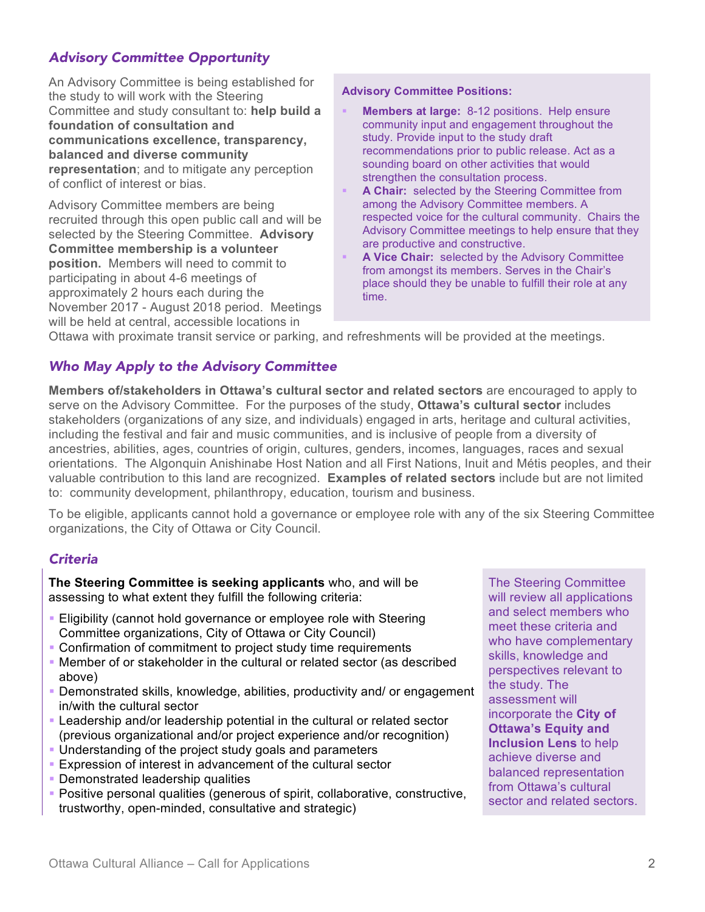## *Advisory Committee Opportunity*

An Advisory Committee is being established for the study to will work with the Steering Committee and study consultant to: **help build a foundation of consultation and communications excellence, transparency, balanced and diverse community representation**; and to mitigate any perception of conflict of interest or bias.

Advisory Committee members are being recruited through this open public call and will be selected by the Steering Committee. **Advisory Committee membership is a volunteer position.** Members will need to commit to participating in about 4-6 meetings of approximately 2 hours each during the November 2017 - August 2018 period. Meetings will be held at central, accessible locations in Ottawa with proximate transit service or parking, and refreshments will be provided at the meetings.

**Advisory Committee Positions:**

- **Members at large:** 8-12 positions. Help ensure community input and engagement throughout the study. Provide input to the study draft recommendations prior to public release. Act as a sounding board on other activities that would strengthen the consultation process.
- **A Chair:** selected by the Steering Committee from among the Advisory Committee members. A respected voice for the cultural community. Chairs the Advisory Committee meetings to help ensure that they are productive and constructive.
- **A Vice Chair:** selected by the Advisory Committee from amongst its members. Serves in the Chair's place should they be unable to fulfill their role at any time.

## *Who May Apply to the Advisory Committee*

**Members of/stakeholders in Ottawa's cultural sector and related sectors** are encouraged to apply to serve on the Advisory Committee. For the purposes of the study, **Ottawa's cultural sector** includes stakeholders (organizations of any size, and individuals) engaged in arts, heritage and cultural activities, including the festival and fair and music communities, and is inclusive of people from a diversity of ancestries, abilities, ages, countries of origin, cultures, genders, incomes, languages, races and sexual orientations. The Algonquin Anishinabe Host Nation and all First Nations, Inuit and Métis peoples, and their valuable contribution to this land are recognized. **Examples of related sectors** include but are not limited to: community development, philanthropy, education, tourism and business.

To be eligible, applicants cannot hold a governance or employee role with any of the six Steering Committee organizations, the City of Ottawa or City Council.

## *Criteria*

**The Steering Committee is seeking applicants** who, and will be assessing to what extent they fulfill the following criteria:

- Eligibility (cannot hold governance or employee role with Steering Committee organizations, City of Ottawa or City Council)
- Confirmation of commitment to project study time requirements
- Member of or stakeholder in the cultural or related sector (as described above)
- Demonstrated skills, knowledge, abilities, productivity and/ or engagement in/with the cultural sector
- Leadership and/or leadership potential in the cultural or related sector (previous organizational and/or project experience and/or recognition)
- Understanding of the project study goals and parameters
- Expression of interest in advancement of the cultural sector
- Demonstrated leadership qualities
- Positive personal qualities (generous of spirit, collaborative, constructive, trustworthy, open-minded, consultative and strategic)

The Steering Committee will review all applications and select members who meet these criteria and who have complementary skills, knowledge and perspectives relevant to the study. The assessment will incorporate the **City of Ottawa's Equity and Inclusion Lens** to help achieve diverse and balanced representation from Ottawa's cultural sector and related sectors.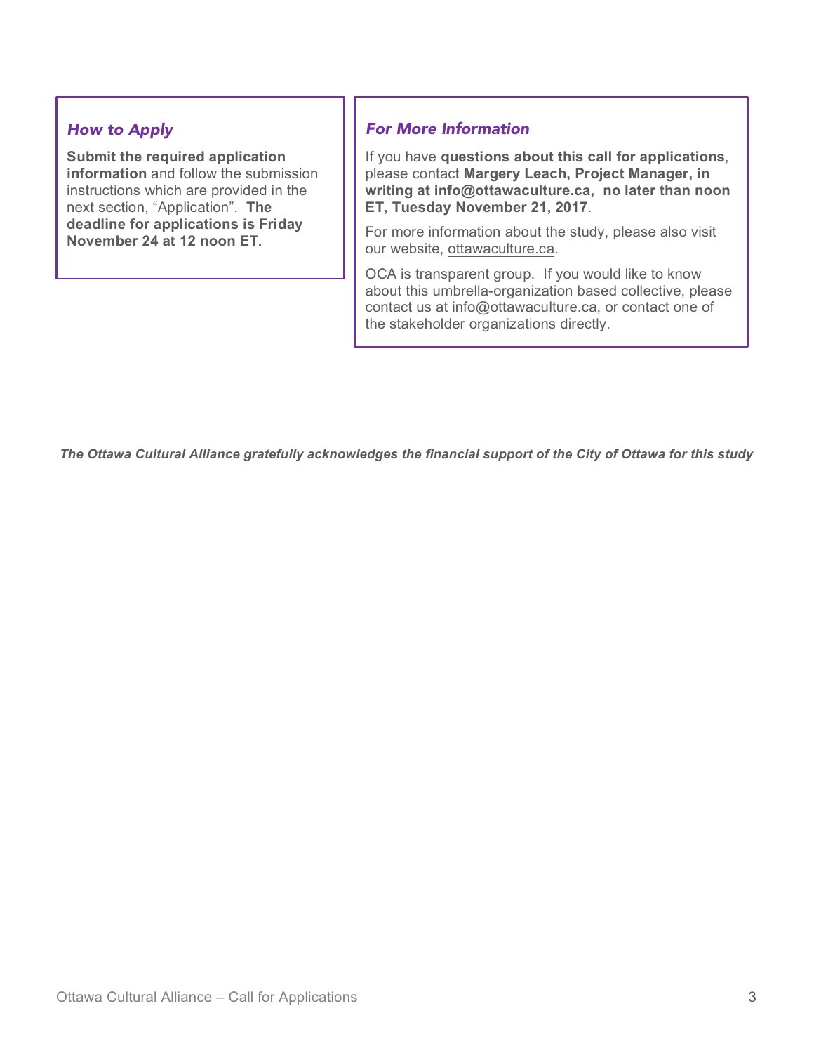### *How to Apply*

**Submit the required application information** and follow the submission instructions which are provided in the next section, "Application". **The deadline for applications is Friday November 24 at 12 noon ET.**

### *For More Information*

If you have **questions about this call for applications**, please contact **Margery Leach, Project Manager, in writing at info@ottawaculture.ca, no later than noon ET, Tuesday November 21, 2017**.

For more information about the study, please also visit our website, ottawaculture.ca.

OCA is transparent group. If you would like to know about this umbrella-organization based collective, please contact us at info@ottawaculture.ca, or contact one of the stakeholder organizations directly.

***The Ottawa Cultural Alliance gratefully acknowledges the financial support of the City of Ottawa for this study***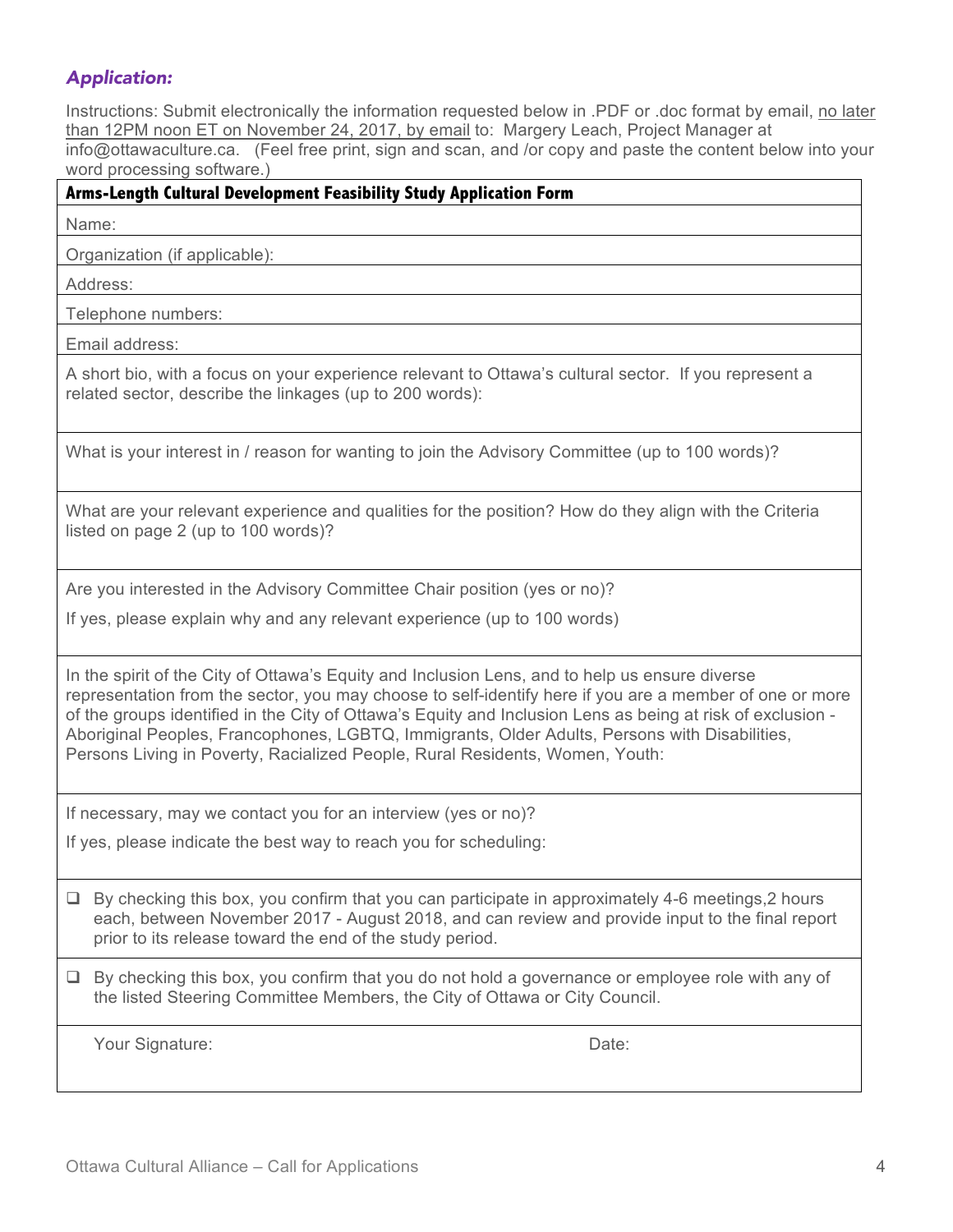### *Application:*

Instructions: Submit electronically the information requested below in .PDF or .doc format by email, no later than 12PM noon ET on November 24, 2017, by email to: Margery Leach, Project Manager at info@ottawaculture.ca. (Feel free print, sign and scan, and /or copy and paste the content below into your word processing software.)

| **Arms-Length Cultural Development Feasibility Study Application Form** |
|---|
| Name: |
| Organization (if applicable): |
| Address: |
| Telephone numbers: |
| Email address: |
| A short bio, with a focus on your experience relevant to Ottawa's cultural sector. If you represent a related sector, describe the linkages (up to 200 words): |
| What is your interest in / reason for wanting to join the Advisory Committee (up to 100 words)? |
| What are your relevant experience and qualities for the position? How do they align with the Criteria listed on page 2 (up to 100 words)? |
| Are you interested in the Advisory Committee Chair position (yes or no)? <br> If yes, please explain why and any relevant experience (up to 100 words) |
| In the spirit of the City of Ottawa's Equity and Inclusion Lens, and to help us ensure diverse representation from the sector, you may choose to self-identify here if you are a member of one or more of the groups identified in the City of Ottawa's Equity and Inclusion Lens as being at risk of exclusion - Aboriginal Peoples, Francophones, LGBTQ, Immigrants, Older Adults, Persons with Disabilities, Persons Living in Poverty, Racialized People, Rural Residents, Women, Youth: |
| If necessary, may we contact you for an interview (yes or no)? <br> If yes, please indicate the best way to reach you for scheduling: |
| ❑ By checking this box, you confirm that you can participate in approximately 4-6 meetings,2 hours each, between November 2017 - August 2018, and can review and provide input to the final report prior to its release toward the end of the study period. |
| ❑ By checking this box, you confirm that you do not hold a governance or employee role with any of the listed Steering Committee Members, the City of Ottawa or City Council. |
| Your Signature: Date: |